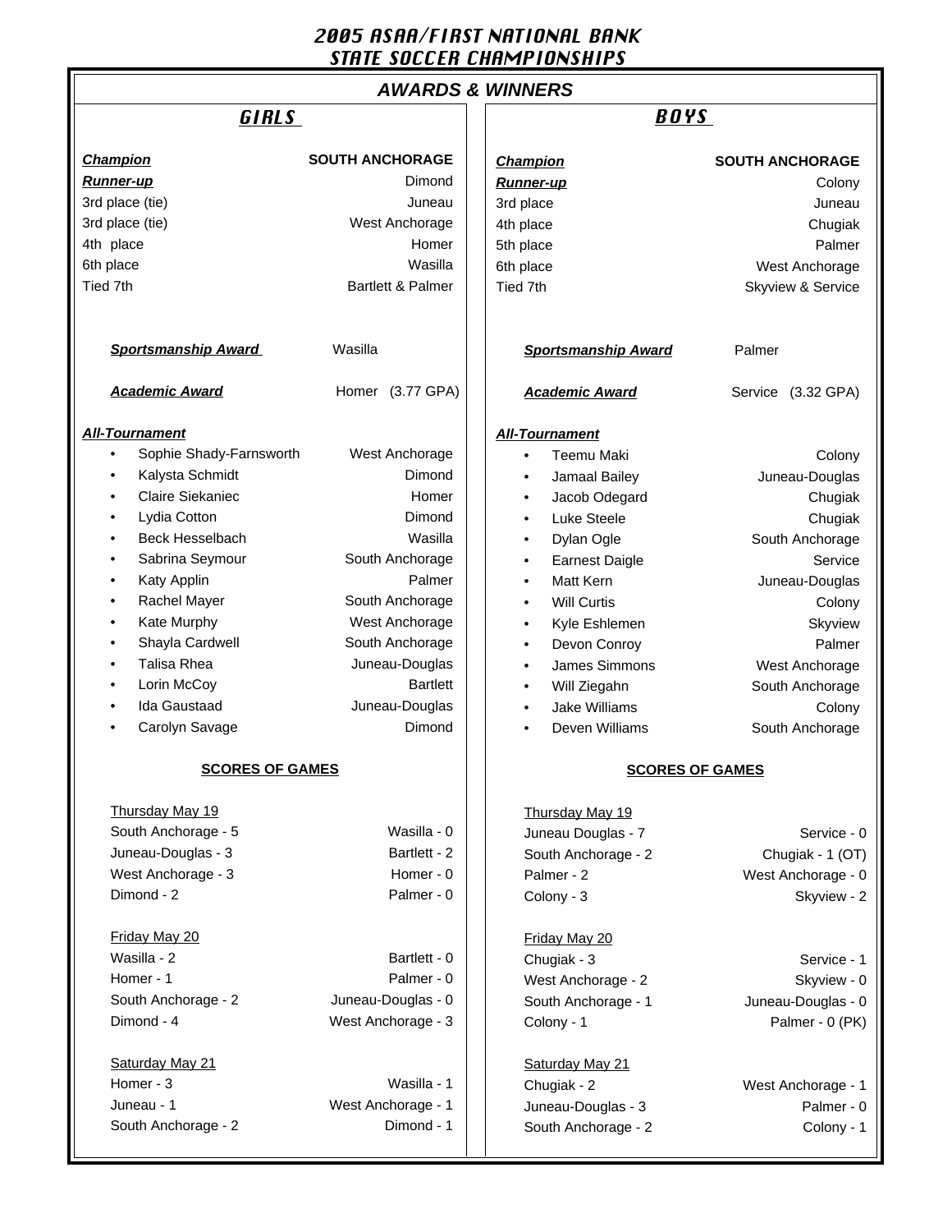# 2005 ASAA/FIRST NATIONAL BANK STATE SOCCER CHAMPIONSHIPS

## AWARDS & WINNERS

### GIRLS

| | |
|---|---|
| ***Champion*** | **SOUTH ANCHORAGE** |
| ***Runner-up*** | Dimond |
| 3rd place (tie) | Juneau |
| 3rd place (tie) | West Anchorage |
| 4th place | Homer |
| 6th place | Wasilla |
| Tied 7th | Bartlett & Palmer |

***Sportsmanship Award*** Wasilla

***Academic Award*** Homer (3.77 GPA)

***All-Tournament***

- Sophie Shady-Farnsworth — West Anchorage
- Kalysta Schmidt — Dimond
- Claire Siekaniec — Homer
- Lydia Cotton — Dimond
- Beck Hesselbach — Wasilla
- Sabrina Seymour — South Anchorage
- Katy Applin — Palmer
- Rachel Mayer — South Anchorage
- Kate Murphy — West Anchorage
- Shayla Cardwell — South Anchorage
- Talisa Rhea — Juneau-Douglas
- Lorin McCoy — Bartlett
- Ida Gaustaad — Juneau-Douglas
- Carolyn Savage — Dimond

**SCORES OF GAMES**

Thursday May 19

| | |
|---|---|
| South Anchorage - 5 | Wasilla - 0 |
| Juneau-Douglas - 3 | Bartlett - 2 |
| West Anchorage - 3 | Homer - 0 |
| Dimond - 2 | Palmer - 0 |

Friday May 20

| | |
|---|---|
| Wasilla - 2 | Bartlett - 0 |
| Homer - 1 | Palmer - 0 |
| South Anchorage - 2 | Juneau-Douglas - 0 |
| Dimond - 4 | West Anchorage - 3 |

Saturday May 21

| | |
|---|---|
| Homer - 3 | Wasilla - 1 |
| Juneau - 1 | West Anchorage - 1 |
| South Anchorage - 2 | Dimond - 1 |

### BOYS

| | |
|---|---|
| ***Champion*** | **SOUTH ANCHORAGE** |
| ***Runner-up*** | Colony |
| 3rd place | Juneau |
| 4th place | Chugiak |
| 5th place | Palmer |
| 6th place | West Anchorage |
| Tied 7th | Skyview & Service |

***Sportsmanship Award*** Palmer

***Academic Award*** Service (3.32 GPA)

***All-Tournament***

- Teemu Maki — Colony
- Jamaal Bailey — Juneau-Douglas
- Jacob Odegard — Chugiak
- Luke Steele — Chugiak
- Dylan Ogle — South Anchorage
- Earnest Daigle — Service
- Matt Kern — Juneau-Douglas
- Will Curtis — Colony
- Kyle Eshlemen — Skyview
- Devon Conroy — Palmer
- James Simmons — West Anchorage
- Will Ziegahn — South Anchorage
- Jake Williams — Colony
- Deven Williams — South Anchorage

**SCORES OF GAMES**

Thursday May 19

| | |
|---|---|
| Juneau Douglas - 7 | Service - 0 |
| South Anchorage - 2 | Chugiak - 1 (OT) |
| Palmer - 2 | West Anchorage - 0 |
| Colony - 3 | Skyview - 2 |

Friday May 20

| | |
|---|---|
| Chugiak - 3 | Service - 1 |
| West Anchorage - 2 | Skyview - 0 |
| South Anchorage - 1 | Juneau-Douglas - 0 |
| Colony - 1 | Palmer - 0 (PK) |

Saturday May 21

| | |
|---|---|
| Chugiak - 2 | West Anchorage - 1 |
| Juneau-Douglas - 3 | Palmer - 0 |
| South Anchorage - 2 | Colony - 1 |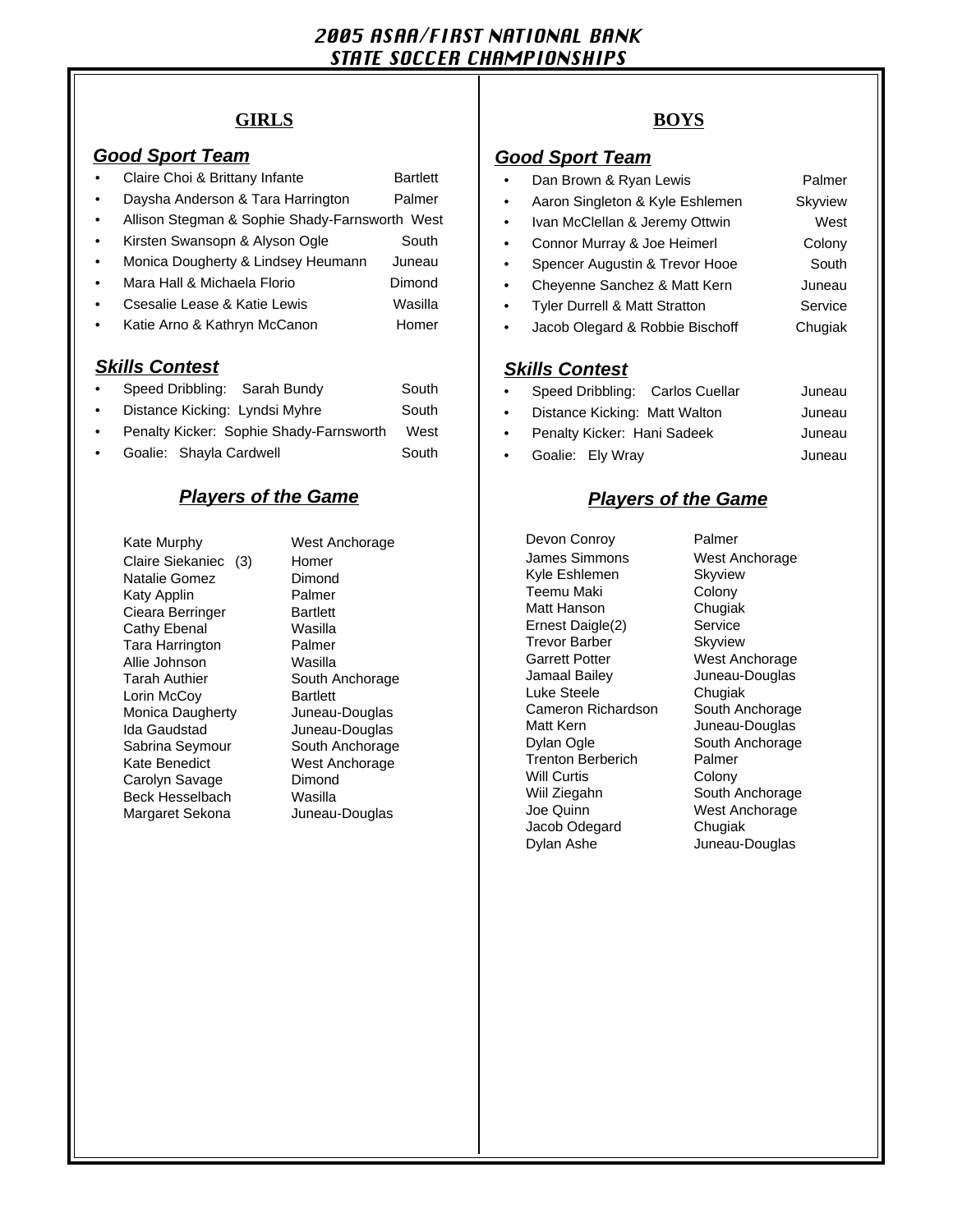# 2005 ASAA/FIRST NATIONAL BANK STATE SOCCER CHAMPIONSHIPS

## GIRLS

### Good Sport Team

- Claire Choi & Brittany Infante — Bartlett
- Daysha Anderson & Tara Harrington — Palmer
- Allison Stegman & Sophie Shady-Farnsworth — West
- Kirsten Swansopn & Alyson Ogle — South
- Monica Dougherty & Lindsey Heumann — Juneau
- Mara Hall & Michaela Florio — Dimond
- Csesalie Lease & Katie Lewis — Wasilla
- Katie Arno & Kathryn McCanon — Homer

### Skills Contest

- Speed Dribbling: Sarah Bundy — South
- Distance Kicking: Lyndsi Myhre — South
- Penalty Kicker: Sophie Shady-Farnsworth — West
- Goalie: Shayla Cardwell — South

### Players of the Game

| | |
|---|---|
| Kate Murphy | West Anchorage |
| Claire Siekaniec (3) | Homer |
| Natalie Gomez | Dimond |
| Katy Applin | Palmer |
| Cieara Berringer | Bartlett |
| Cathy Ebenal | Wasilla |
| Tara Harrington | Palmer |
| Allie Johnson | Wasilla |
| Tarah Authier | South Anchorage |
| Lorin McCoy | Bartlett |
| Monica Daugherty | Juneau-Douglas |
| Ida Gaudstad | Juneau-Douglas |
| Sabrina Seymour | South Anchorage |
| Kate Benedict | West Anchorage |
| Carolyn Savage | Dimond |
| Beck Hesselbach | Wasilla |
| Margaret Sekona | Juneau-Douglas |

## BOYS

### Good Sport Team

- Dan Brown & Ryan Lewis — Palmer
- Aaron Singleton & Kyle Eshlemen — Skyview
- Ivan McClellan & Jeremy Ottwin — West
- Connor Murray & Joe Heimerl — Colony
- Spencer Augustin & Trevor Hooe — South
- Cheyenne Sanchez & Matt Kern — Juneau
- Tyler Durrell & Matt Stratton — Service
- Jacob Olegard & Robbie Bischoff — Chugiak

### Skills Contest

- Speed Dribbling: Carlos Cuellar — Juneau
- Distance Kicking: Matt Walton — Juneau
- Penalty Kicker: Hani Sadeek — Juneau
- Goalie: Ely Wray — Juneau

### Players of the Game

| | |
|---|---|
| Devon Conroy | Palmer |
| James Simmons | West Anchorage |
| Kyle Eshlemen | Skyview |
| Teemu Maki | Colony |
| Matt Hanson | Chugiak |
| Ernest Daigle(2) | Service |
| Trevor Barber | Skyview |
| Garrett Potter | West Anchorage |
| Jamaal Bailey | Juneau-Douglas |
| Luke Steele | Chugiak |
| Cameron Richardson | South Anchorage |
| Matt Kern | Juneau-Douglas |
| Dylan Ogle | South Anchorage |
| Trenton Berberich | Palmer |
| Will Curtis | Colony |
| Wiil Ziegahn | South Anchorage |
| Joe Quinn | West Anchorage |
| Jacob Odegard | Chugiak |
| Dylan Ashe | Juneau-Douglas |